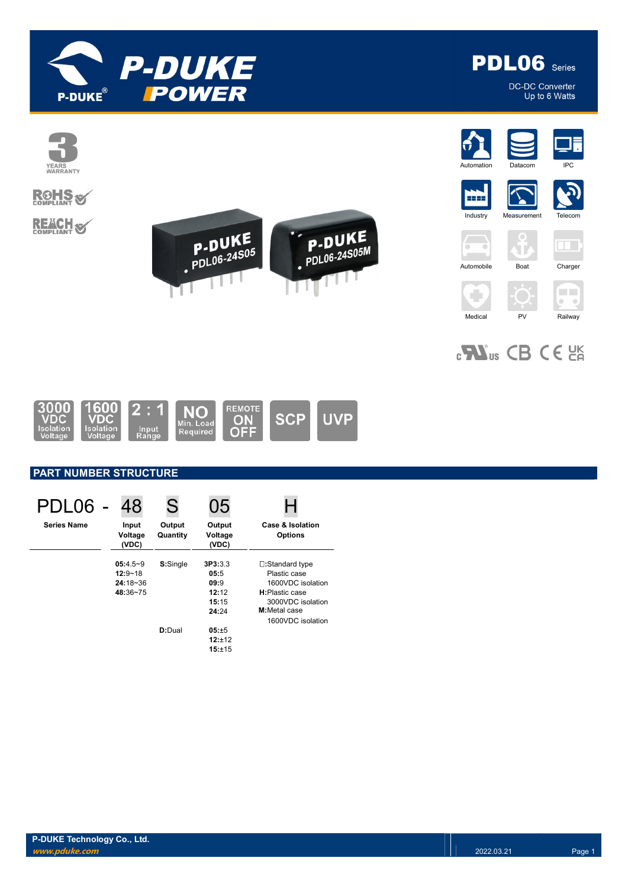# PDL06 Series

DC-DC Converter
Up to 6 Watts

3 YEARS WARRANTY

RoHS COMPLIANT

REACH COMPLIANT

Automation | Datacom | IPC | Industry | Measurement | Telecom | Automobile | Boat | Charger | Medical | PV | Railway

3000 VDC Isolation Voltage | 1600 VDC Isolation Voltage | 2 : 1 Input Range | NO Min. Load Required | REMOTE ON OFF | SCP | UVP

## PART NUMBER STRUCTURE

| PDL06 - | 48 | S | 05 | H |
|---|---|---|---|---|
| Series Name | Input Voltage (VDC) | Output Quantity | Output Voltage (VDC) | Case & Isolation Options |
| | **05**:4.5~9<br>**12**:9~18<br>**24**:18~36<br>**48**:36~75 | **S**:Single | **3P3**:3.3<br>**05**:5<br>**09**:9<br>**12**:12<br>**15**:15<br>**24**:24 | □:Standard type Plastic case 1600VDC isolation<br>**H**:Plastic case 3000VDC isolation<br>**M**:Metal case 1600VDC isolation |
| | | **D**:Dual | **05**:±5<br>**12**:±12<br>**15**:±15 | |

P-DUKE Technology Co., Ltd.
www.pduke.com

2022.03.21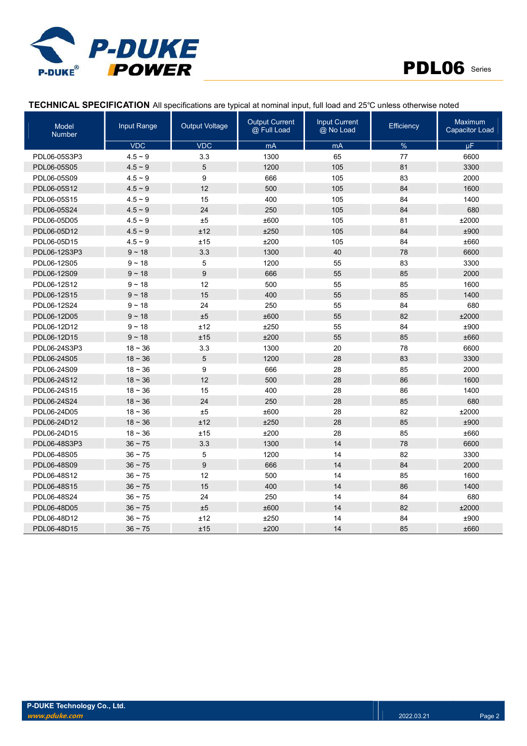**TECHNICAL SPECIFICATION** All specifications are typical at nominal input, full load and 25℃ unless otherwise noted

| Model Number | Input Range | Output Voltage | Output Current @ Full Load | Input Current @ No Load | Efficiency | Maximum Capacitor Load |
|---|---|---|---|---|---|---|
| | VDC | VDC | mA | mA | % | μF |
| PDL06-05S3P3 | 4.5 ~ 9 | 3.3 | 1300 | 65 | 77 | 6600 |
| PDL06-05S05 | 4.5 ~ 9 | 5 | 1200 | 105 | 81 | 3300 |
| PDL06-05S09 | 4.5 ~ 9 | 9 | 666 | 105 | 83 | 2000 |
| PDL06-05S12 | 4.5 ~ 9 | 12 | 500 | 105 | 84 | 1600 |
| PDL06-05S15 | 4.5 ~ 9 | 15 | 400 | 105 | 84 | 1400 |
| PDL06-05S24 | 4.5 ~ 9 | 24 | 250 | 105 | 84 | 680 |
| PDL06-05D05 | 4.5 ~ 9 | ±5 | ±600 | 105 | 81 | ±2000 |
| PDL06-05D12 | 4.5 ~ 9 | ±12 | ±250 | 105 | 84 | ±900 |
| PDL06-05D15 | 4.5 ~ 9 | ±15 | ±200 | 105 | 84 | ±660 |
| PDL06-12S3P3 | 9 ~ 18 | 3.3 | 1300 | 40 | 78 | 6600 |
| PDL06-12S05 | 9 ~ 18 | 5 | 1200 | 55 | 83 | 3300 |
| PDL06-12S09 | 9 ~ 18 | 9 | 666 | 55 | 85 | 2000 |
| PDL06-12S12 | 9 ~ 18 | 12 | 500 | 55 | 85 | 1600 |
| PDL06-12S15 | 9 ~ 18 | 15 | 400 | 55 | 85 | 1400 |
| PDL06-12S24 | 9 ~ 18 | 24 | 250 | 55 | 84 | 680 |
| PDL06-12D05 | 9 ~ 18 | ±5 | ±600 | 55 | 82 | ±2000 |
| PDL06-12D12 | 9 ~ 18 | ±12 | ±250 | 55 | 84 | ±900 |
| PDL06-12D15 | 9 ~ 18 | ±15 | ±200 | 55 | 85 | ±660 |
| PDL06-24S3P3 | 18 ~ 36 | 3.3 | 1300 | 20 | 78 | 6600 |
| PDL06-24S05 | 18 ~ 36 | 5 | 1200 | 28 | 83 | 3300 |
| PDL06-24S09 | 18 ~ 36 | 9 | 666 | 28 | 85 | 2000 |
| PDL06-24S12 | 18 ~ 36 | 12 | 500 | 28 | 86 | 1600 |
| PDL06-24S15 | 18 ~ 36 | 15 | 400 | 28 | 86 | 1400 |
| PDL06-24S24 | 18 ~ 36 | 24 | 250 | 28 | 85 | 680 |
| PDL06-24D05 | 18 ~ 36 | ±5 | ±600 | 28 | 82 | ±2000 |
| PDL06-24D12 | 18 ~ 36 | ±12 | ±250 | 28 | 85 | ±900 |
| PDL06-24D15 | 18 ~ 36 | ±15 | ±200 | 28 | 85 | ±660 |
| PDL06-48S3P3 | 36 ~ 75 | 3.3 | 1300 | 14 | 78 | 6600 |
| PDL06-48S05 | 36 ~ 75 | 5 | 1200 | 14 | 82 | 3300 |
| PDL06-48S09 | 36 ~ 75 | 9 | 666 | 14 | 84 | 2000 |
| PDL06-48S12 | 36 ~ 75 | 12 | 500 | 14 | 85 | 1600 |
| PDL06-48S15 | 36 ~ 75 | 15 | 400 | 14 | 86 | 1400 |
| PDL06-48S24 | 36 ~ 75 | 24 | 250 | 14 | 84 | 680 |
| PDL06-48D05 | 36 ~ 75 | ±5 | ±600 | 14 | 82 | ±2000 |
| PDL06-48D12 | 36 ~ 75 | ±12 | ±250 | 14 | 84 | ±900 |
| PDL06-48D15 | 36 ~ 75 | ±15 | ±200 | 14 | 85 | ±660 |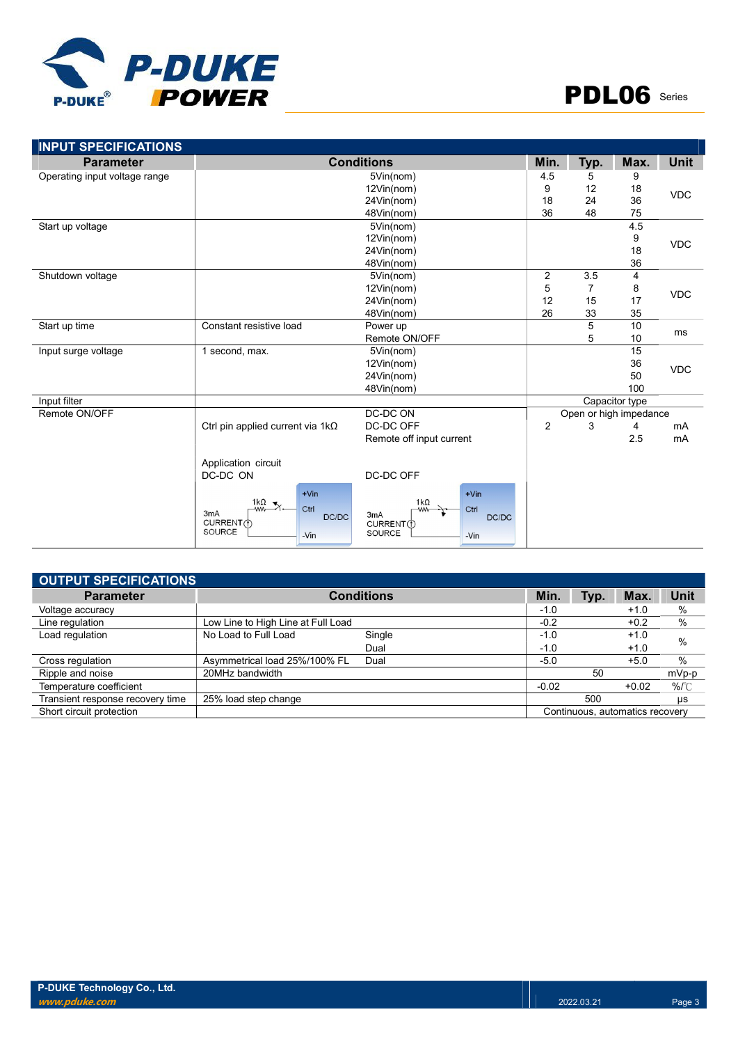## INPUT SPECIFICATIONS

| Parameter | Conditions | | Min. | Typ. | Max. | Unit |
|---|---|---|---|---|---|---|
| Operating input voltage range | | 5Vin(nom) | 4.5 | 5 | 9 | VDC |
| | | 12Vin(nom) | 9 | 12 | 18 | |
| | | 24Vin(nom) | 18 | 24 | 36 | |
| | | 48Vin(nom) | 36 | 48 | 75 | |
| Start up voltage | | 5Vin(nom) | | | 4.5 | VDC |
| | | 12Vin(nom) | | | 9 | |
| | | 24Vin(nom) | | | 18 | |
| | | 48Vin(nom) | | | 36 | |
| Shutdown voltage | | 5Vin(nom) | 2 | 3.5 | 4 | VDC |
| | | 12Vin(nom) | 5 | 7 | 8 | |
| | | 24Vin(nom) | 12 | 15 | 17 | |
| | | 48Vin(nom) | 26 | 33 | 35 | |
| Start up time | Constant resistive load | Power up | | 5 | 10 | ms |
| | | Remote ON/OFF | | 5 | 10 | |
| Input surge voltage | 1 second, max. | 5Vin(nom) | | | 15 | VDC |
| | | 12Vin(nom) | | | 36 | |
| | | 24Vin(nom) | | | 50 | |
| | | 48Vin(nom) | | | 100 | |
| Input filter | | | Capacitor type | | | |
| Remote ON/OFF | | DC-DC ON | Open or high impedance | | | |
| | Ctrl pin applied current via 1kΩ | DC-DC OFF | 2 | 3 | 4 | mA |
| | | Remote off input current | | | 2.5 | mA |
| | Application circuit DC-DC ON (3mA CURRENT SOURCE, 1kΩ, Ctrl, +Vin, -Vin, DC/DC) | DC-DC OFF (3mA CURRENT SOURCE, 1kΩ, Ctrl, +Vin, -Vin, DC/DC) | | | | |

## OUTPUT SPECIFICATIONS

| Parameter | Conditions | | Min. | Typ. | Max. | Unit |
|---|---|---|---|---|---|---|
| Voltage accuracy | | | -1.0 | | +1.0 | % |
| Line regulation | Low Line to High Line at Full Load | | -0.2 | | +0.2 | % |
| Load regulation | No Load to Full Load | Single | -1.0 | | +1.0 | % |
| | | Dual | -1.0 | | +1.0 | |
| Cross regulation | Asymmetrical load 25%/100% FL | Dual | -5.0 | | +5.0 | % |
| Ripple and noise | 20MHz bandwidth | | | 50 | | mVp-p |
| Temperature coefficient | | | -0.02 | | +0.02 | %/℃ |
| Transient response recovery time | 25% load step change | | | 500 | | μs |
| Short circuit protection | | | Continuous, automatics recovery | | | |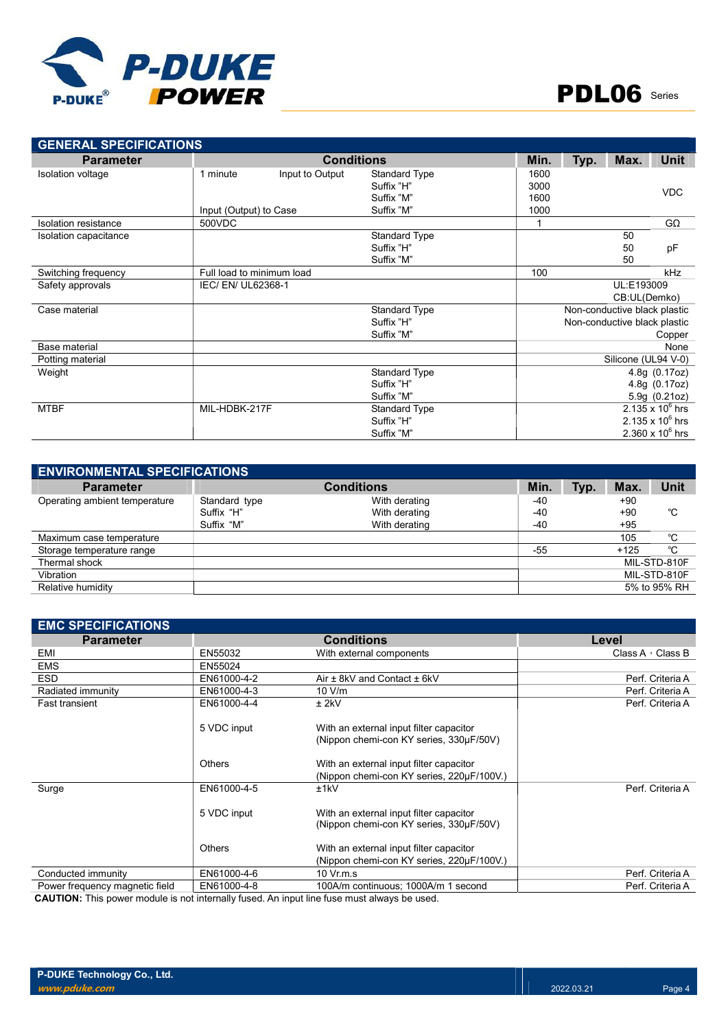## GENERAL SPECIFICATIONS

| Parameter | Conditions | | | Min. | Typ. | Max. | Unit |
|---|---|---|---|---|---|---|---|
| Isolation voltage | 1 minute | Input to Output | Standard Type | 1600 | | | VDC |
| | | | Suffix "H" | 3000 | | | |
| | | | Suffix "M" | 1600 | | | |
| | Input (Output) to Case | | Suffix "M" | 1000 | | | |
| Isolation resistance | 500VDC | | | 1 | | | GΩ |
| Isolation capacitance | | | Standard Type | | | 50 | pF |
| | | | Suffix "H" | | | 50 | |
| | | | Suffix "M" | | | 50 | |
| Switching frequency | Full load to minimum load | | | 100 | | | kHz |
| Safety approvals | IEC/ EN/ UL62368-1 | | | UL:E193009 CB:UL(Demko) | | | |
| Case material | | | Standard Type | Non-conductive black plastic | | | |
| | | | Suffix "H" | Non-conductive black plastic | | | |
| | | | Suffix "M" | Copper | | | |
| Base material | | | | None | | | |
| Potting material | | | | Silicone (UL94 V-0) | | | |
| Weight | | | Standard Type | 4.8g (0.17oz) | | | |
| | | | Suffix "H" | 4.8g (0.17oz) | | | |
| | | | Suffix "M" | 5.9g (0.21oz) | | | |
| MTBF | MIL-HDBK-217F | | Standard Type | $2.135 \times 10^6$ hrs | | | |
| | | | Suffix "H" | $2.135 \times 10^6$ hrs | | | |
| | | | Suffix "M" | $2.360 \times 10^6$ hrs | | | |

## ENVIRONMENTAL SPECIFICATIONS

| Parameter | Conditions | | Min. | Typ. | Max. | Unit |
|---|---|---|---|---|---|---|
| Operating ambient temperature | Standard type | With derating | -40 | | +90 | ℃ |
| | Suffix "H" | With derating | -40 | | +90 | |
| | Suffix "M" | With derating | -40 | | +95 | |
| Maximum case temperature | | | | | 105 | ℃ |
| Storage temperature range | | | -55 | | +125 | ℃ |
| Thermal shock | | | MIL-STD-810F | | | |
| Vibration | | | MIL-STD-810F | | | |
| Relative humidity | | | 5% to 95% RH | | | |

## EMC SPECIFICATIONS

| Parameter | Conditions | | Level |
|---|---|---|---|
| EMI | EN55032 | With external components | Class A，Class B |
| EMS | EN55024 | | |
| ESD | EN61000-4-2 | Air ± 8kV and Contact ± 6kV | Perf. Criteria A |
| Radiated immunity | EN61000-4-3 | 10 V/m | Perf. Criteria A |
| Fast transient | EN61000-4-4 | ± 2kV | Perf. Criteria A |
| | 5 VDC input | With an external input filter capacitor (Nippon chemi-con KY series, 330µF/50V) | |
| | Others | With an external input filter capacitor (Nippon chemi-con KY series, 220µF/100V.) | |
| Surge | EN61000-4-5 | ±1kV | Perf. Criteria A |
| | 5 VDC input | With an external input filter capacitor (Nippon chemi-con KY series, 330µF/50V) | |
| | Others | With an external input filter capacitor (Nippon chemi-con KY series, 220µF/100V.) | |
| Conducted immunity | EN61000-4-6 | 10 Vr.m.s | Perf. Criteria A |
| Power frequency magnetic field | EN61000-4-8 | 100A/m continuous; 1000A/m 1 second | Perf. Criteria A |

**CAUTION:** This power module is not internally fused. An input line fuse must always be used.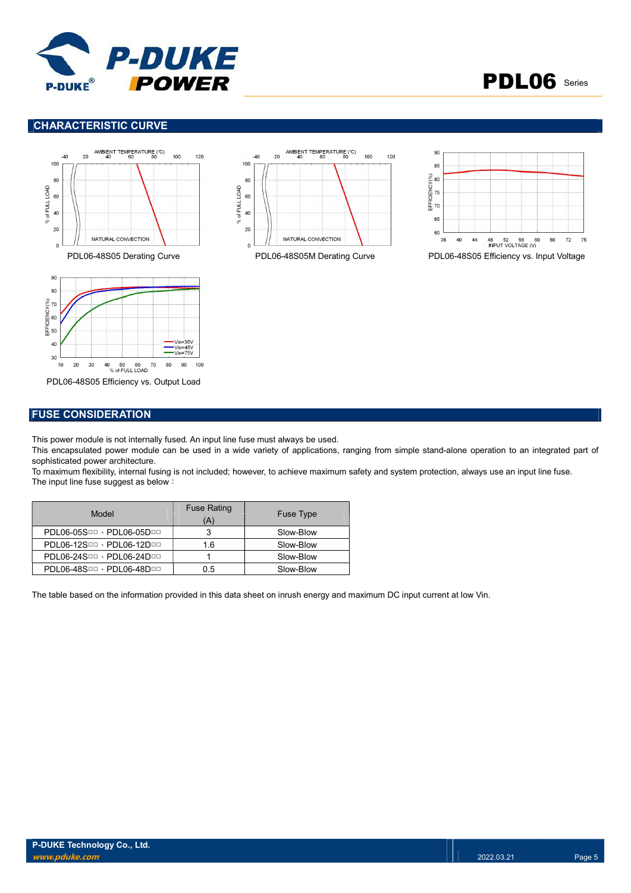## CHARACTERISTIC CURVE

PDL06-48S05 Derating Curve

PDL06-48S05M Derating Curve

PDL06-48S05 Efficiency vs. Input Voltage

PDL06-48S05 Efficiency vs. Output Load

## FUSE CONSIDERATION

This power module is not internally fused. An input line fuse must always be used.

This encapsulated power module can be used in a wide variety of applications, ranging from simple stand-alone operation to an integrated part of sophisticated power architecture.

To maximum flexibility, internal fusing is not included; however, to achieve maximum safety and system protection, always use an input line fuse.

The input line fuse suggest as below：

| Model | Fuse Rating (A) | Fuse Type |
|---|---|---|
| PDL06-05S□□、PDL06-05D□□ | 3 | Slow-Blow |
| PDL06-12S□□、PDL06-12D□□ | 1.6 | Slow-Blow |
| PDL06-24S□□、PDL06-24D□□ | 1 | Slow-Blow |
| PDL06-48S□□、PDL06-48D□□ | 0.5 | Slow-Blow |

The table based on the information provided in this data sheet on inrush energy and maximum DC input current at low Vin.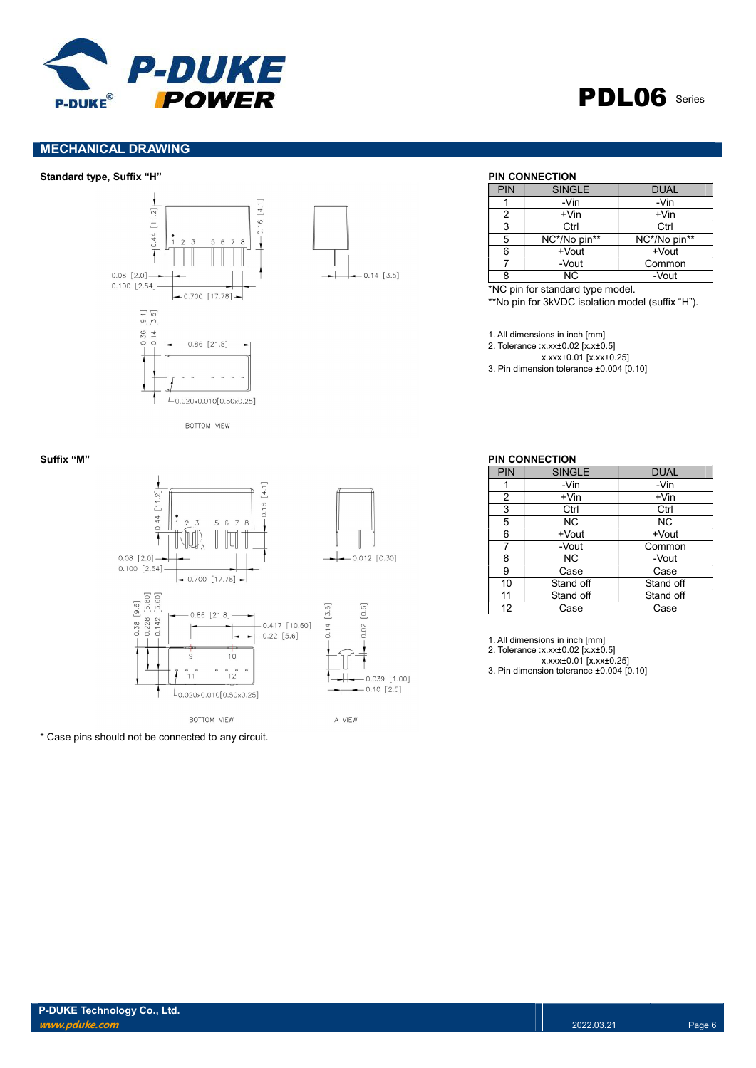## MECHANICAL DRAWING

**Standard type, Suffix "H"**

**PIN CONNECTION**

| PIN | SINGLE | DUAL |
|---|---|---|
| 1 | -Vin | -Vin |
| 2 | +Vin | +Vin |
| 3 | Ctrl | Ctrl |
| 5 | NC*/No pin** | NC*/No pin** |
| 6 | +Vout | +Vout |
| 7 | -Vout | Common |
| 8 | NC | -Vout |

*NC pin for standard type model.
**No pin for 3kVDC isolation model (suffix "H").

1. All dimensions in inch [mm]
2. Tolerance :x.xx±0.02 [x.x±0.5]
   x.xxx±0.01 [x.xx±0.25]
3. Pin dimension tolerance ±0.004 [0.10]

**Suffix "M"**

**PIN CONNECTION**

| PIN | SINGLE | DUAL |
|---|---|---|
| 1 | -Vin | -Vin |
| 2 | +Vin | +Vin |
| 3 | Ctrl | Ctrl |
| 5 | NC | NC |
| 6 | +Vout | +Vout |
| 7 | -Vout | Common |
| 8 | NC | -Vout |
| 9 | Case | Case |
| 10 | Stand off | Stand off |
| 11 | Stand off | Stand off |
| 12 | Case | Case |

1. All dimensions in inch [mm]
2. Tolerance :x.xx±0.02 [x.x±0.5]
   x.xxx±0.01 [x.xx±0.25]
3. Pin dimension tolerance ±0.004 [0.10]

* Case pins should not be connected to any circuit.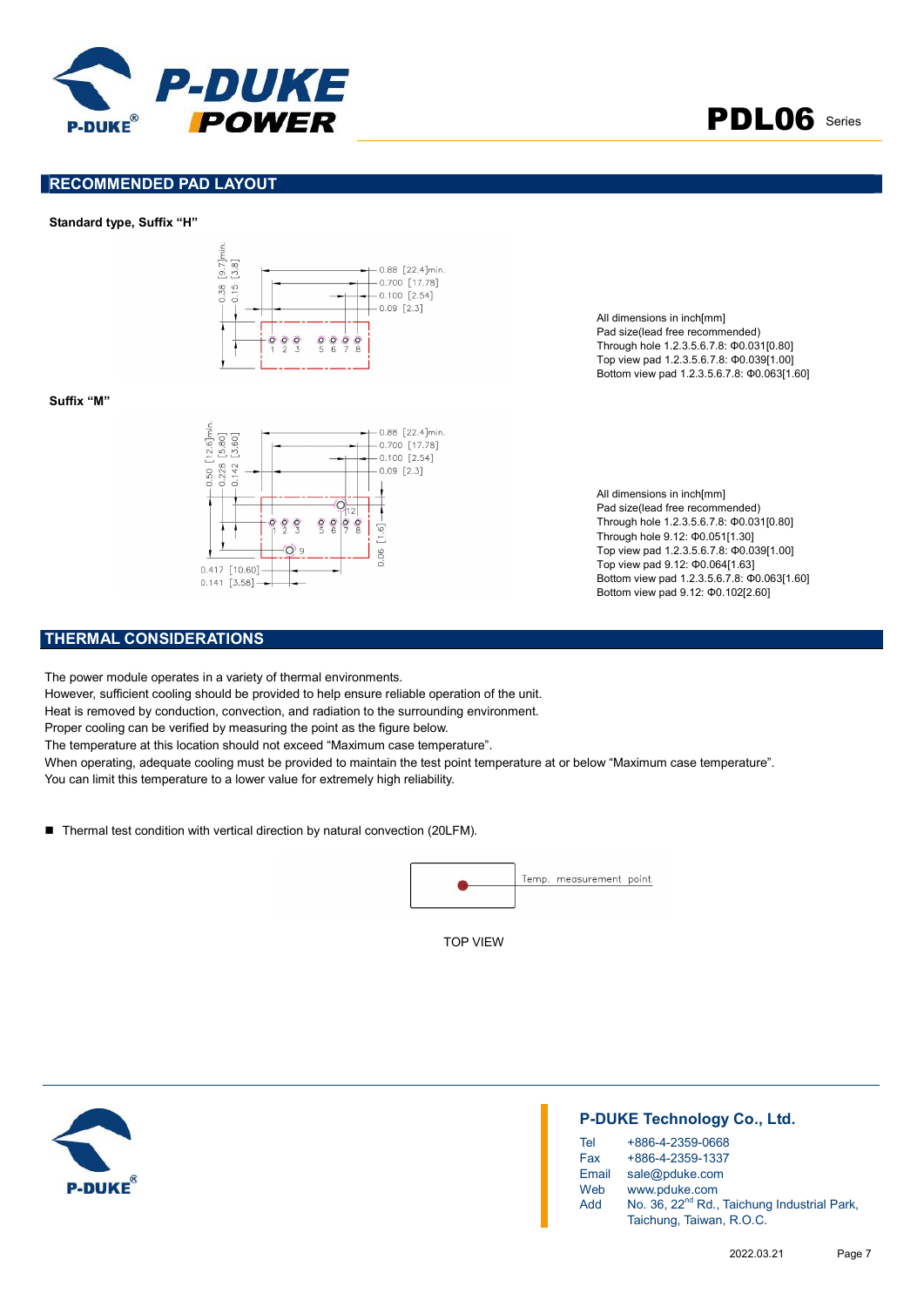## RECOMMENDED PAD LAYOUT

**Standard type, Suffix "H"**

0.38 [9.7]min.
0.15 [3.8]
0.88 [22.4]min.
0.700 [17.78]
0.100 [2.54]
0.09 [2.3]
1 2 3 5 6 7 8

All dimensions in inch[mm]
Pad size(lead free recommended)
Through hole 1.2.3.5.6.7.8: Φ0.031[0.80]
Top view pad 1.2.3.5.6.7.8: Φ0.039[1.00]
Bottom view pad 1.2.3.5.6.7.8: Φ0.063[1.60]

**Suffix "M"**

0.50 [12.6]min.
0.228 [5.80]
0.142 [3.60]
0.88 [22.4]min.
0.700 [17.78]
0.100 [2.54]
0.09 [2.3]
12
1 2 3 5 6 7 8
9
0.06 [1.6]
0.417 [10.60]
0.141 [3.58]

All dimensions in inch[mm]
Pad size(lead free recommended)
Through hole 1.2.3.5.6.7.8: Φ0.031[0.80]
Through hole 9.12: Φ0.051[1.30]
Top view pad 1.2.3.5.6.7.8: Φ0.039[1.00]
Top view pad 9.12: Φ0.064[1.63]
Bottom view pad 1.2.3.5.6.7.8: Φ0.063[1.60]
Bottom view pad 9.12: Φ0.102[2.60]

## THERMAL CONSIDERATIONS

The power module operates in a variety of thermal environments.
However, sufficient cooling should be provided to help ensure reliable operation of the unit.
Heat is removed by conduction, convection, and radiation to the surrounding environment.
Proper cooling can be verified by measuring the point as the figure below.
The temperature at this location should not exceed "Maximum case temperature".
When operating, adequate cooling must be provided to maintain the test point temperature at or below "Maximum case temperature".
You can limit this temperature to a lower value for extremely high reliability.

- Thermal test condition with vertical direction by natural convection (20LFM).

Temp. measurement point

TOP VIEW

**P-DUKE Technology Co., Ltd.**

Tel +886-4-2359-0668
Fax +886-4-2359-1337
Email sale@pduke.com
Web www.pduke.com
Add No. 36, 22nd Rd., Taichung Industrial Park, Taichung, Taiwan, R.O.C.

2022.03.21